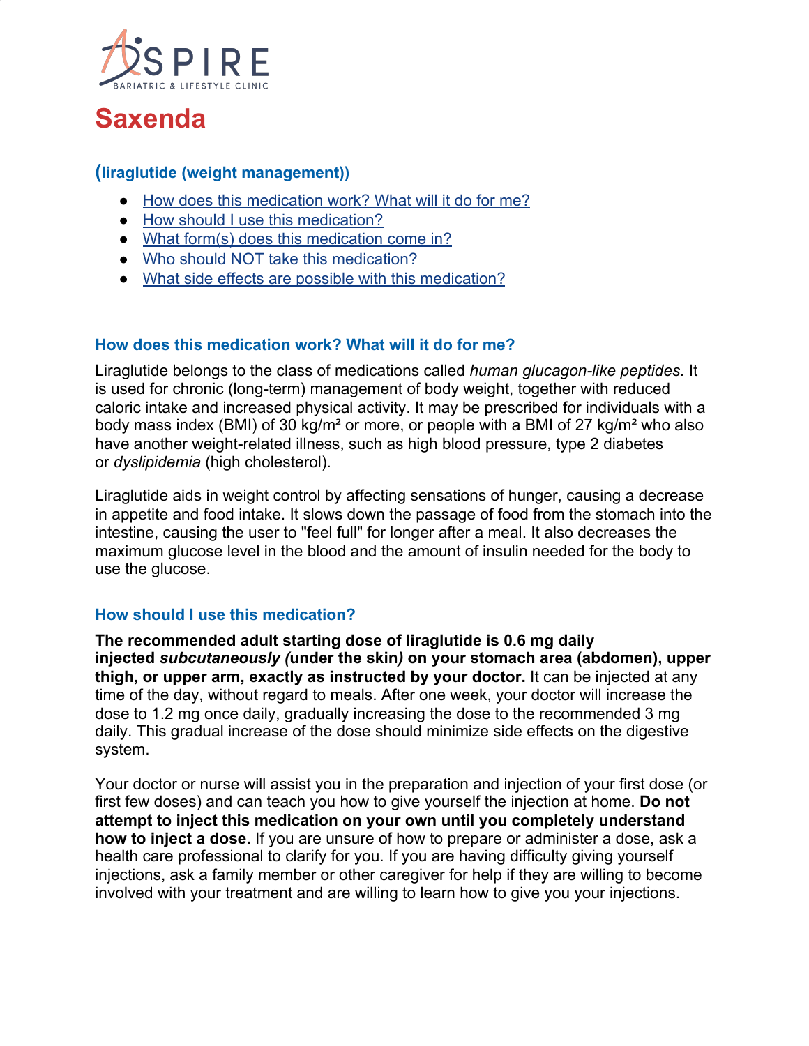ASPIRE
BARIATRIC & LIFESTYLE CLINIC

# Saxenda

## (liraglutide (weight management))

- [How does this medication work? What will it do for me?](#how-does-this-medication-work-what-will-it-do-for-me)
- [How should I use this medication?](#how-should-i-use-this-medication)
- What form(s) does this medication come in?
- Who should NOT take this medication?
- What side effects are possible with this medication?

### How does this medication work? What will it do for me?

Liraglutide belongs to the class of medications called *human glucagon-like peptides.* It is used for chronic (long-term) management of body weight, together with reduced caloric intake and increased physical activity. It may be prescribed for individuals with a body mass index (BMI) of 30 kg/m² or more, or people with a BMI of 27 kg/m² who also have another weight-related illness, such as high blood pressure, type 2 diabetes or *dyslipidemia* (high cholesterol).

Liraglutide aids in weight control by affecting sensations of hunger, causing a decrease in appetite and food intake. It slows down the passage of food from the stomach into the intestine, causing the user to "feel full" for longer after a meal. It also decreases the maximum glucose level in the blood and the amount of insulin needed for the body to use the glucose.

### How should I use this medication?

**The recommended adult starting dose of liraglutide is 0.6 mg daily injected *subcutaneously (*under the skin*)* on your stomach area (abdomen), upper thigh, or upper arm, exactly as instructed by your doctor.** It can be injected at any time of the day, without regard to meals. After one week, your doctor will increase the dose to 1.2 mg once daily, gradually increasing the dose to the recommended 3 mg daily. This gradual increase of the dose should minimize side effects on the digestive system.

Your doctor or nurse will assist you in the preparation and injection of your first dose (or first few doses) and can teach you how to give yourself the injection at home. **Do not attempt to inject this medication on your own until you completely understand how to inject a dose.** If you are unsure of how to prepare or administer a dose, ask a health care professional to clarify for you. If you are having difficulty giving yourself injections, ask a family member or other caregiver for help if they are willing to become involved with your treatment and are willing to learn how to give you your injections.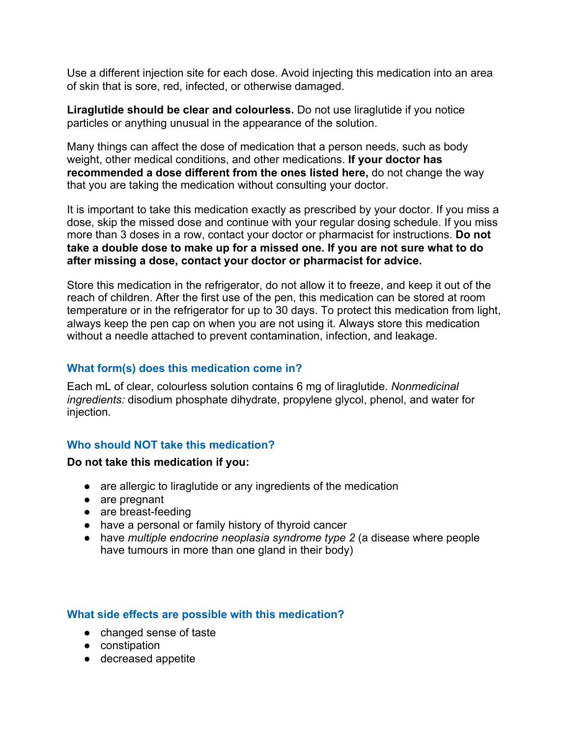Use a different injection site for each dose. Avoid injecting this medication into an area of skin that is sore, red, infected, or otherwise damaged.

**Liraglutide should be clear and colourless.** Do not use liraglutide if you notice particles or anything unusual in the appearance of the solution.

Many things can affect the dose of medication that a person needs, such as body weight, other medical conditions, and other medications. **If your doctor has recommended a dose different from the ones listed here,** do not change the way that you are taking the medication without consulting your doctor.

It is important to take this medication exactly as prescribed by your doctor. If you miss a dose, skip the missed dose and continue with your regular dosing schedule. If you miss more than 3 doses in a row, contact your doctor or pharmacist for instructions. **Do not take a double dose to make up for a missed one. If you are not sure what to do after missing a dose, contact your doctor or pharmacist for advice.**

Store this medication in the refrigerator, do not allow it to freeze, and keep it out of the reach of children. After the first use of the pen, this medication can be stored at room temperature or in the refrigerator for up to 30 days. To protect this medication from light, always keep the pen cap on when you are not using it. Always store this medication without a needle attached to prevent contamination, infection, and leakage.

### What form(s) does this medication come in?

Each mL of clear, colourless solution contains 6 mg of liraglutide. *Nonmedicinal ingredients:* disodium phosphate dihydrate, propylene glycol, phenol, and water for injection.

### Who should NOT take this medication?

**Do not take this medication if you:**

- are allergic to liraglutide or any ingredients of the medication
- are pregnant
- are breast-feeding
- have a personal or family history of thyroid cancer
- have *multiple endocrine neoplasia syndrome type 2* (a disease where people have tumours in more than one gland in their body)

### What side effects are possible with this medication?

- changed sense of taste
- constipation
- decreased appetite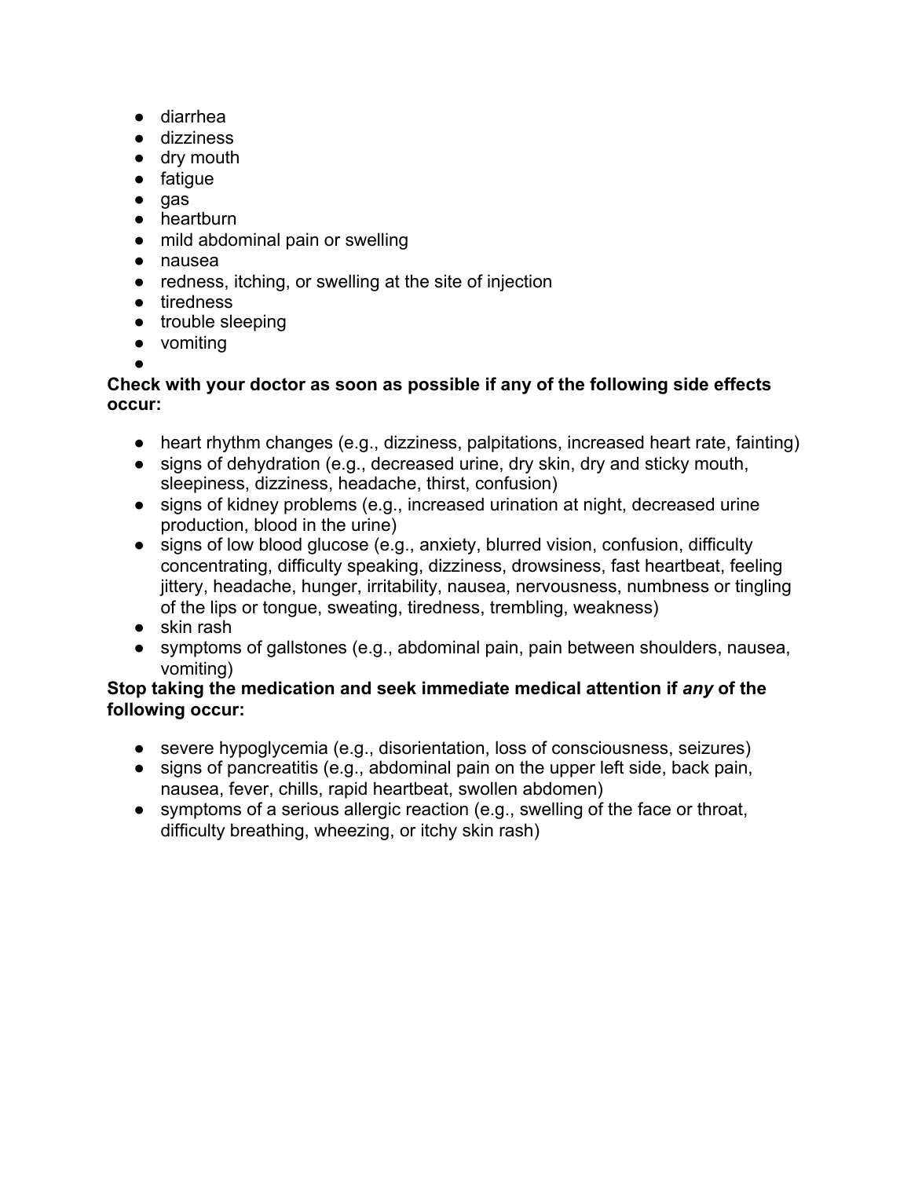- diarrhea
- dizziness
- dry mouth
- fatigue
- gas
- heartburn
- mild abdominal pain or swelling
- nausea
- redness, itching, or swelling at the site of injection
- tiredness
- trouble sleeping
- vomiting

**Check with your doctor as soon as possible if any of the following side effects occur:**

- heart rhythm changes (e.g., dizziness, palpitations, increased heart rate, fainting)
- signs of dehydration (e.g., decreased urine, dry skin, dry and sticky mouth, sleepiness, dizziness, headache, thirst, confusion)
- signs of kidney problems (e.g., increased urination at night, decreased urine production, blood in the urine)
- signs of low blood glucose (e.g., anxiety, blurred vision, confusion, difficulty concentrating, difficulty speaking, dizziness, drowsiness, fast heartbeat, feeling jittery, headache, hunger, irritability, nausea, nervousness, numbness or tingling of the lips or tongue, sweating, tiredness, trembling, weakness)
- skin rash
- symptoms of gallstones (e.g., abdominal pain, pain between shoulders, nausea, vomiting)

**Stop taking the medication and seek immediate medical attention if *any* of the following occur:**

- severe hypoglycemia (e.g., disorientation, loss of consciousness, seizures)
- signs of pancreatitis (e.g., abdominal pain on the upper left side, back pain, nausea, fever, chills, rapid heartbeat, swollen abdomen)
- symptoms of a serious allergic reaction (e.g., swelling of the face or throat, difficulty breathing, wheezing, or itchy skin rash)